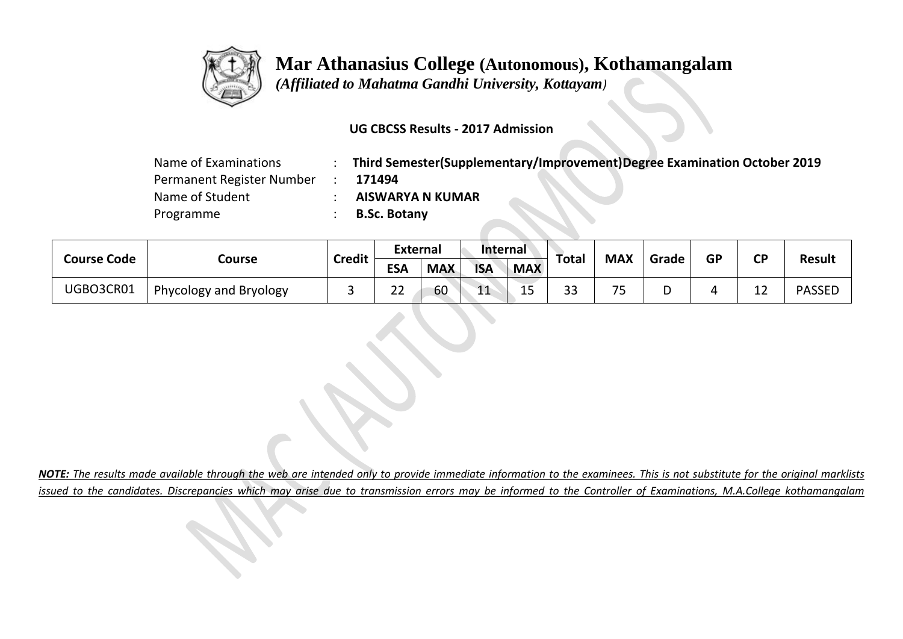# Mar Athanasius College (Autonomous), Kothamangalam

*(Affiliated to Mahatma Gandhi University, Kottayam)*

**UG CBCSS Results - 2017 Admission**

Name of Examinations : **Third Semester(Supplementary/Improvement)Degree Examination October 2019**
Permanent Register Number : **171494**
Name of Student : **AISWARYA N KUMAR**
Programme : **B.Sc. Botany**

| Course Code | Course | Credit | External | | Internal | | Total | MAX | Grade | GP | CP | Result |
|---|---|---|---|---|---|---|---|---|---|---|---|---|
| | | | ESA | MAX | ISA | MAX | | | | | | |
| UGBO3CR01 | Phycology and Bryology | 3 | 22 | 60 | 11 | 15 | 33 | 75 | D | 4 | 12 | PASSED |

***NOTE:** The results made available through the web are intended only to provide immediate information to the examinees. This is not substitute for the original marklists issued to the candidates. Discrepancies which may arise due to transmission errors may be informed to the Controller of Examinations, M.A.College kothamangalam*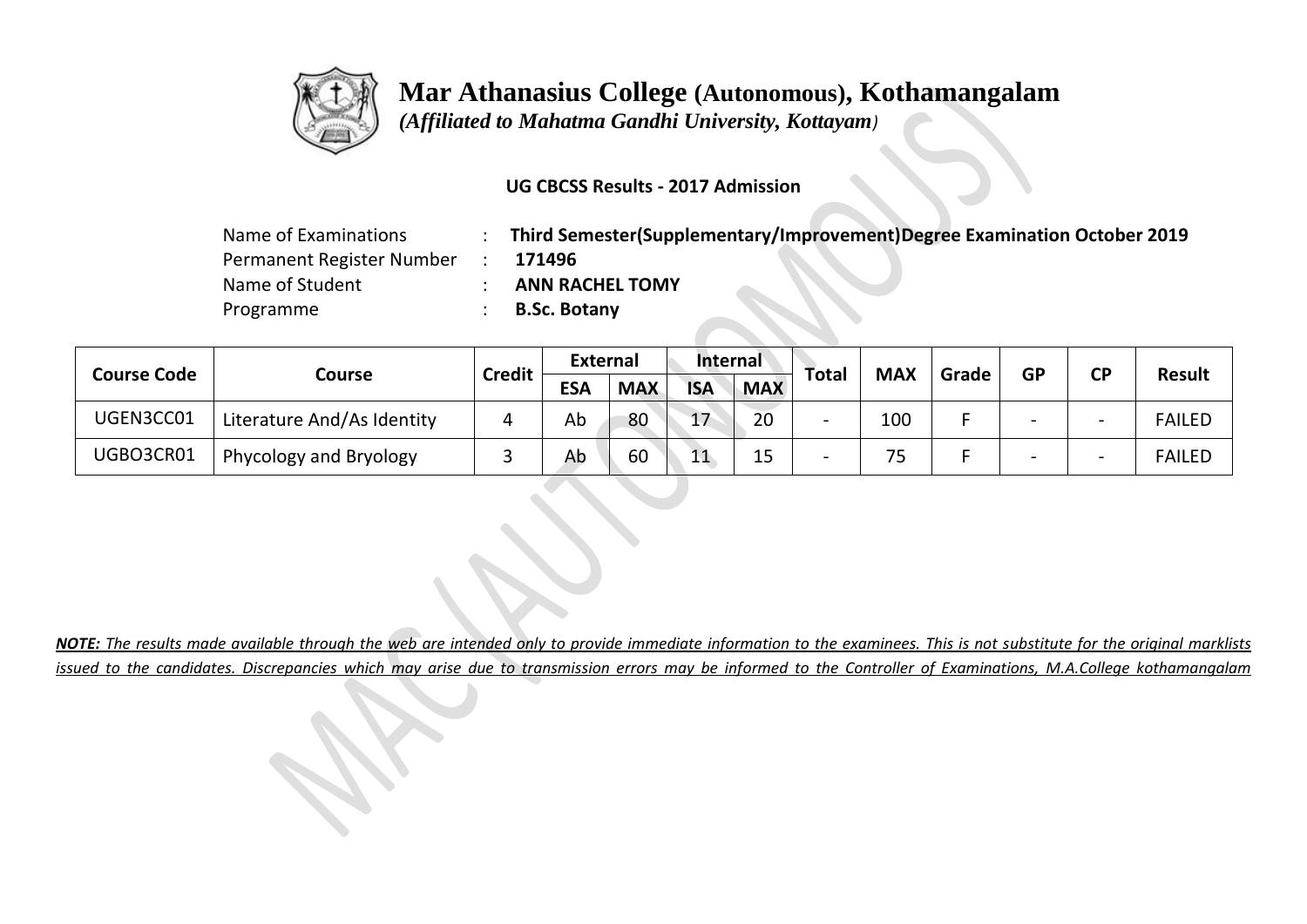# Mar Athanasius College (Autonomous), Kothamangalam

*(Affiliated to Mahatma Gandhi University, Kottayam)*

**UG CBCSS Results - 2017 Admission**

Name of Examinations : **Third Semester(Supplementary/Improvement)Degree Examination October 2019**
Permanent Register Number : **171496**
Name of Student : **ANN RACHEL TOMY**
Programme : **B.Sc. Botany**

| Course Code | Course | Credit | External | | Internal | | Total | MAX | Grade | GP | CP | Result |
|---|---|---|---|---|---|---|---|---|---|---|---|---|
| | | | ESA | MAX | ISA | MAX | | | | | | |
| UGEN3CC01 | Literature And/As Identity | 4 | Ab | 80 | 17 | 20 | - | 100 | F | - | - | FAILED |
| UGBO3CR01 | Phycology and Bryology | 3 | Ab | 60 | 11 | 15 | - | 75 | F | - | - | FAILED |

***NOTE:** The results made available through the web are intended only to provide immediate information to the examinees. This is not substitute for the original marklists issued to the candidates. Discrepancies which may arise due to transmission errors may be informed to the Controller of Examinations, M.A.College kothamangalam*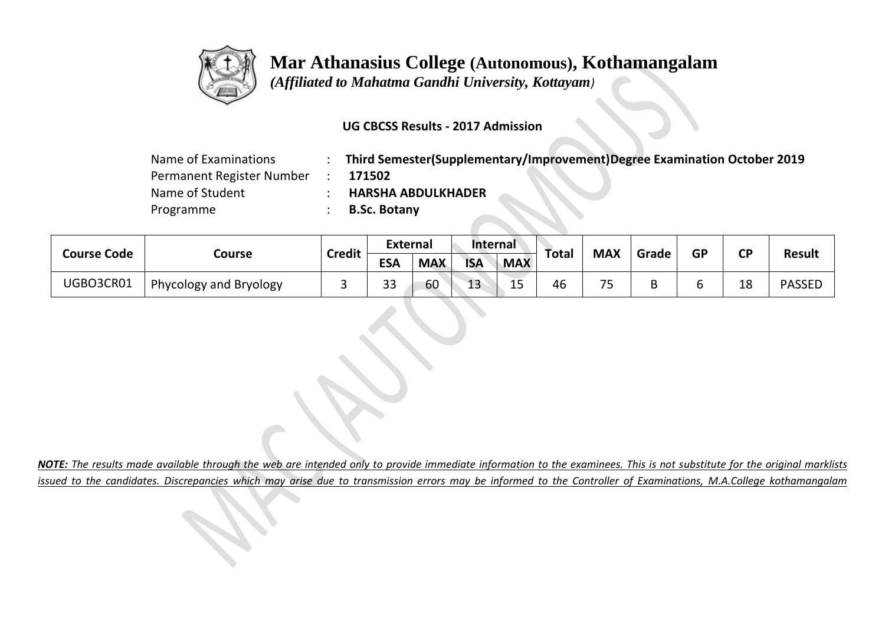# Mar Athanasius College (Autonomous), Kothamangalam

*(Affiliated to Mahatma Gandhi University, Kottayam)*

**UG CBCSS Results - 2017 Admission**

Name of Examinations : **Third Semester(Supplementary/Improvement)Degree Examination October 2019**
Permanent Register Number : **171502**
Name of Student : **HARSHA ABDULKHADER**
Programme : **B.Sc. Botany**

| Course Code | Course | Credit | External | | Internal | | Total | MAX | Grade | GP | CP | Result |
|---|---|---|---|---|---|---|---|---|---|---|---|---|
| | | | ESA | MAX | ISA | MAX | | | | | | |
| UGBO3CR01 | Phycology and Bryology | 3 | 33 | 60 | 13 | 15 | 46 | 75 | B | 6 | 18 | PASSED |

***NOTE:*** *The results made available through the web are intended only to provide immediate information to the examinees. This is not substitute for the original marklists issued to the candidates. Discrepancies which may arise due to transmission errors may be informed to the Controller of Examinations, M.A.College kothamangalam*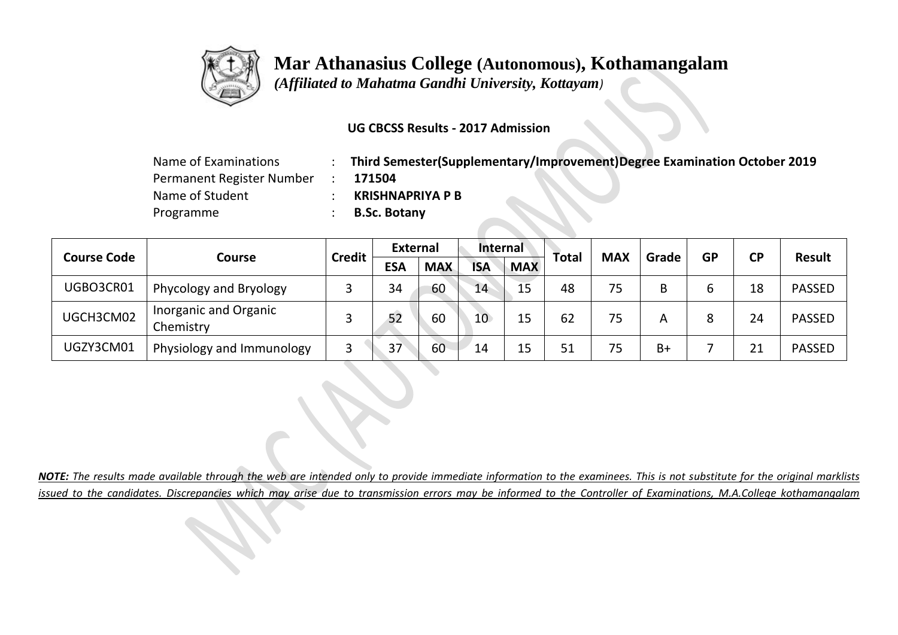# Mar Athanasius College (Autonomous), Kothamangalam

*(Affiliated to Mahatma Gandhi University, Kottayam)*

**UG CBCSS Results - 2017 Admission**

Name of Examinations : **Third Semester(Supplementary/Improvement)Degree Examination October 2019**
Permanent Register Number : **171504**
Name of Student : **KRISHNAPRIYA P B**
Programme : **B.Sc. Botany**

| Course Code | Course | Credit | External | | Internal | | Total | MAX | Grade | GP | CP | Result |
|---|---|---|---|---|---|---|---|---|---|---|---|---|
| | | | ESA | MAX | ISA | MAX | | | | | | |
| UGBO3CR01 | Phycology and Bryology | 3 | 34 | 60 | 14 | 15 | 48 | 75 | B | 6 | 18 | PASSED |
| UGCH3CM02 | Inorganic and Organic Chemistry | 3 | 52 | 60 | 10 | 15 | 62 | 75 | A | 8 | 24 | PASSED |
| UGZY3CM01 | Physiology and Immunology | 3 | 37 | 60 | 14 | 15 | 51 | 75 | B+ | 7 | 21 | PASSED |

***NOTE:** The results made available through the web are intended only to provide immediate information to the examinees. This is not substitute for the original marklists issued to the candidates. Discrepancies which may arise due to transmission errors may be informed to the Controller of Examinations, M.A.College kothamangalam*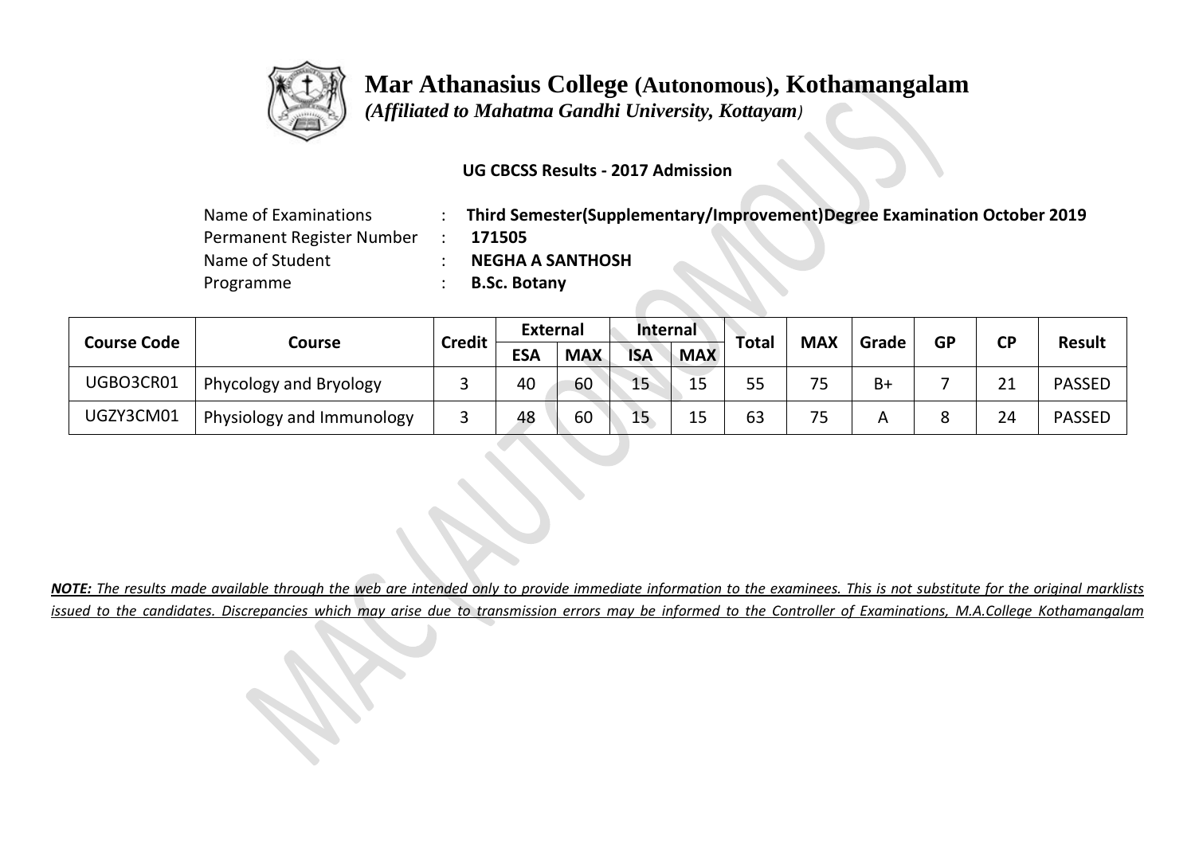# Mar Athanasius College (Autonomous), Kothamangalam

*(Affiliated to Mahatma Gandhi University, Kottayam)*

**UG CBCSS Results - 2017 Admission**

Name of Examinations : **Third Semester(Supplementary/Improvement)Degree Examination October 2019**
Permanent Register Number : **171505**
Name of Student : **NEGHA A SANTHOSH**
Programme : **B.Sc. Botany**

| Course Code | Course | Credit | External | | Internal | | Total | MAX | Grade | GP | CP | Result |
|---|---|---|---|---|---|---|---|---|---|---|---|---|
| | | | ESA | MAX | ISA | MAX | | | | | | |
| UGBO3CR01 | Phycology and Bryology | 3 | 40 | 60 | 15 | 15 | 55 | 75 | B+ | 7 | 21 | PASSED |
| UGZY3CM01 | Physiology and Immunology | 3 | 48 | 60 | 15 | 15 | 63 | 75 | A | 8 | 24 | PASSED |

***NOTE:** The results made available through the web are intended only to provide immediate information to the examinees. This is not substitute for the original marklists issued to the candidates. Discrepancies which may arise due to transmission errors may be informed to the Controller of Examinations, M.A.College Kothamangalam*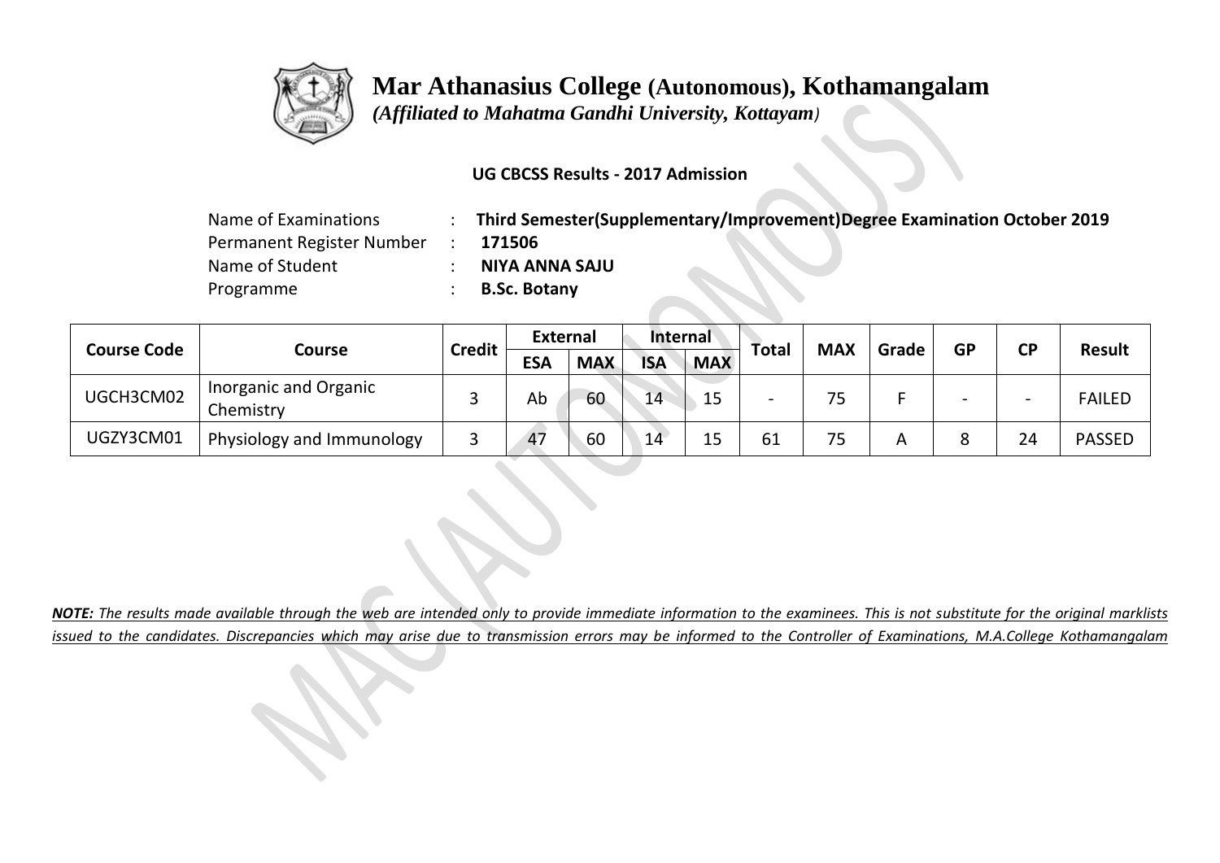# Mar Athanasius College (Autonomous), Kothamangalam

*(Affiliated to Mahatma Gandhi University, Kottayam)*

**UG CBCSS Results - 2017 Admission**

| | | |
|---|---|---|
| Name of Examinations | : | **Third Semester(Supplementary/Improvement)Degree Examination October 2019** |
| Permanent Register Number | : | **171506** |
| Name of Student | : | **NIYA ANNA SAJU** |
| Programme | : | **B.Sc. Botany** |

| Course Code | Course | Credit | External | | Internal | | Total | MAX | Grade | GP | CP | Result |
|---|---|---|---|---|---|---|---|---|---|---|---|---|
| | | | ESA | MAX | ISA | MAX | | | | | | |
| UGCH3CM02 | Inorganic and Organic Chemistry | 3 | Ab | 60 | 14 | 15 | - | 75 | F | - | - | FAILED |
| UGZY3CM01 | Physiology and Immunology | 3 | 47 | 60 | 14 | 15 | 61 | 75 | A | 8 | 24 | PASSED |

***NOTE:*** *The results made available through the web are intended only to provide immediate information to the examinees. This is not substitute for the original marklists issued to the candidates. Discrepancies which may arise due to transmission errors may be informed to the Controller of Examinations, M.A.College Kothamangalam*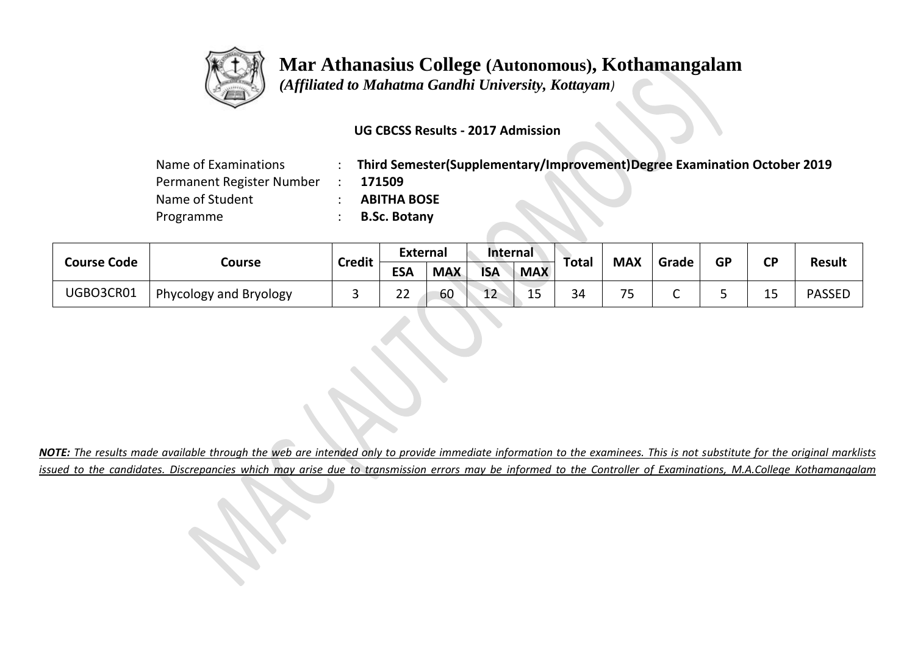# Mar Athanasius College (Autonomous), Kothamangalam

*(Affiliated to Mahatma Gandhi University, Kottayam)*

**UG CBCSS Results - 2017 Admission**

| | | |
|---|---|---|
| Name of Examinations | : | **Third Semester(Supplementary/Improvement)Degree Examination October 2019** |
| Permanent Register Number | : | **171509** |
| Name of Student | : | **ABITHA BOSE** |
| Programme | : | **B.Sc. Botany** |

| Course Code | Course | Credit | External | | Internal | | Total | MAX | Grade | GP | CP | Result |
|---|---|---|---|---|---|---|---|---|---|---|---|---|
| | | | ESA | MAX | ISA | MAX | | | | | | |
| UGBO3CR01 | Phycology and Bryology | 3 | 22 | 60 | 12 | 15 | 34 | 75 | C | 5 | 15 | PASSED |

***NOTE:*** *The results made available through the web are intended only to provide immediate information to the examinees. This is not substitute for the original marklists issued to the candidates. Discrepancies which may arise due to transmission errors may be informed to the Controller of Examinations, M.A.College Kothamangalam*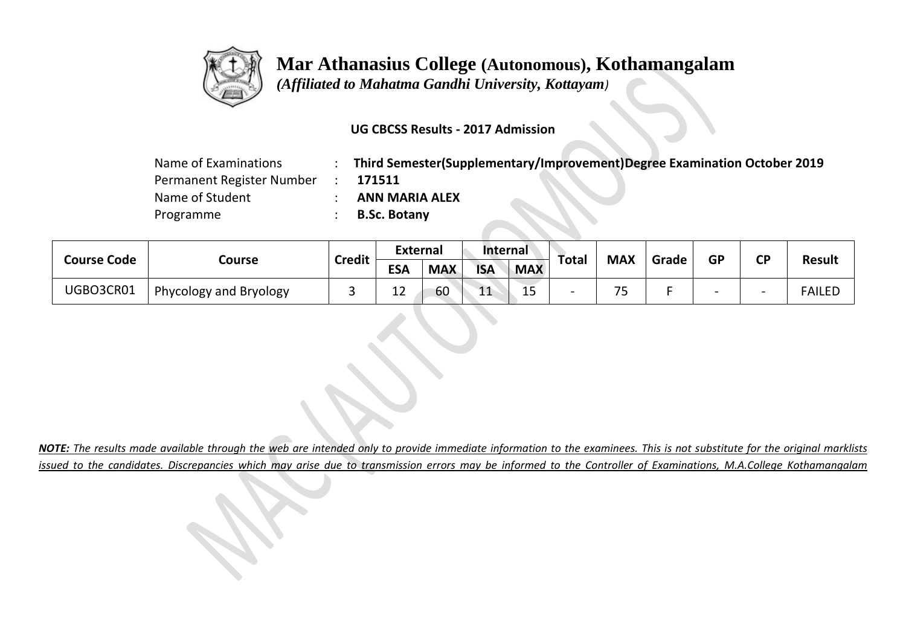# Mar Athanasius College (Autonomous), Kothamangalam

*(Affiliated to Mahatma Gandhi University, Kottayam)*

**UG CBCSS Results - 2017 Admission**

| | | |
|---|---|---|
| Name of Examinations | : | **Third Semester(Supplementary/Improvement)Degree Examination October 2019** |
| Permanent Register Number | : | **171511** |
| Name of Student | : | **ANN MARIA ALEX** |
| Programme | : | **B.Sc. Botany** |

| Course Code | Course | Credit | External | | Internal | | Total | MAX | Grade | GP | CP | Result |
|---|---|---|---|---|---|---|---|---|---|---|---|---|
| | | | ESA | MAX | ISA | MAX | | | | | | |
| UGBO3CR01 | Phycology and Bryology | 3 | 12 | 60 | 11 | 15 | - | 75 | F | - | - | FAILED |

***NOTE:** The results made available through the web are intended only to provide immediate information to the examinees. This is not substitute for the original marklists issued to the candidates. Discrepancies which may arise due to transmission errors may be informed to the Controller of Examinations, M.A.College Kothamangalam*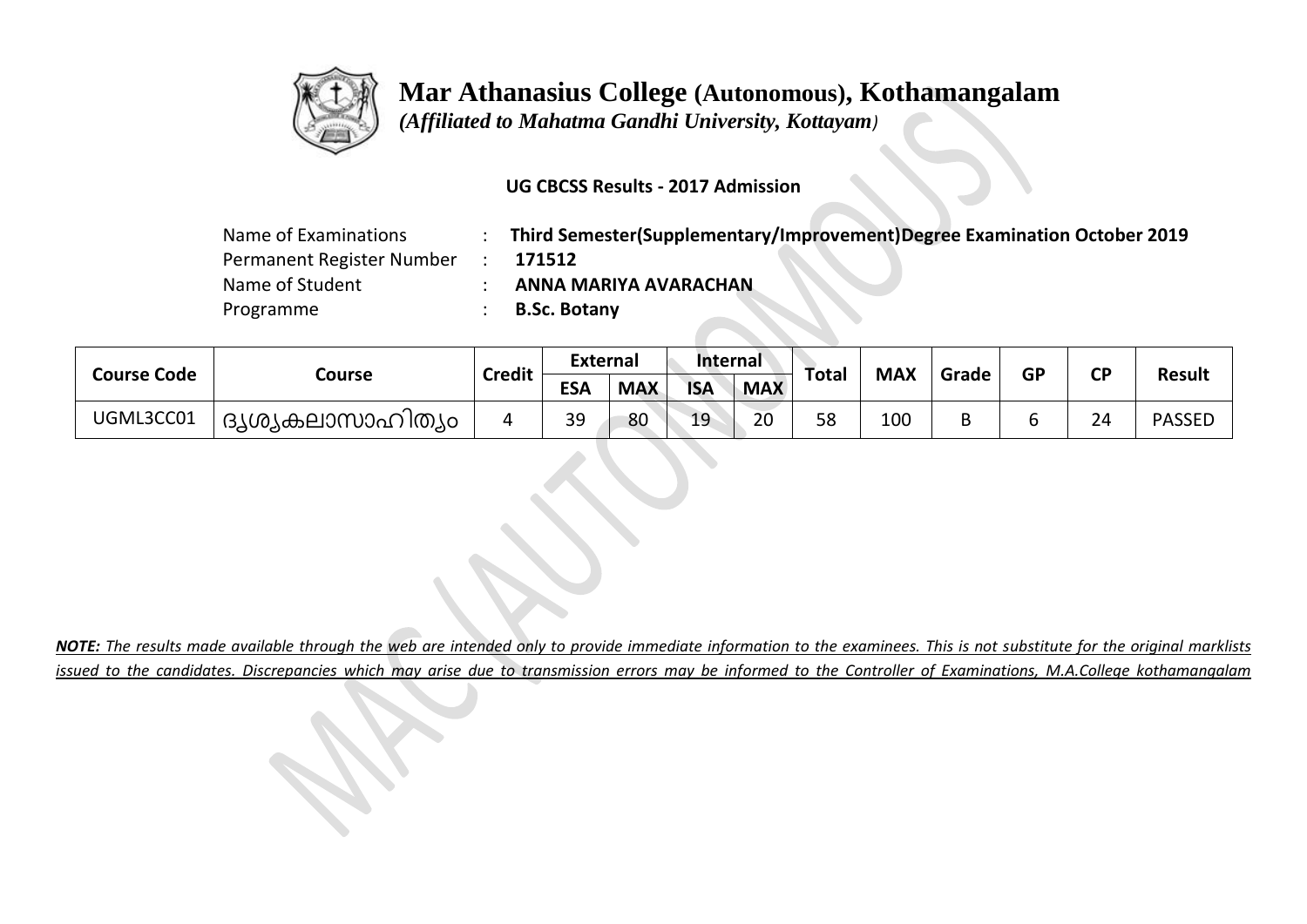# Mar Athanasius College (Autonomous), Kothamangalam

*(Affiliated to Mahatma Gandhi University, Kottayam)*

**UG CBCSS Results - 2017 Admission**

Name of Examinations : **Third Semester(Supplementary/Improvement)Degree Examination October 2019**
Permanent Register Number : **171512**
Name of Student : **ANNA MARIYA AVARACHAN**
Programme : **B.Sc. Botany**

| Course Code | Course | Credit | External | | Internal | | Total | MAX | Grade | GP | CP | Result |
|---|---|---|---|---|---|---|---|---|---|---|---|---|
| | | | ESA | MAX | ISA | MAX | | | | | | |
| UGML3CC01 | ദൃശ്യകലാസാഹിത്യം | 4 | 39 | 80 | 19 | 20 | 58 | 100 | B | 6 | 24 | PASSED |

***NOTE:** The results made available through the web are intended only to provide immediate information to the examinees. This is not substitute for the original marklists issued to the candidates. Discrepancies which may arise due to transmission errors may be informed to the Controller of Examinations, M.A.College kothamangalam*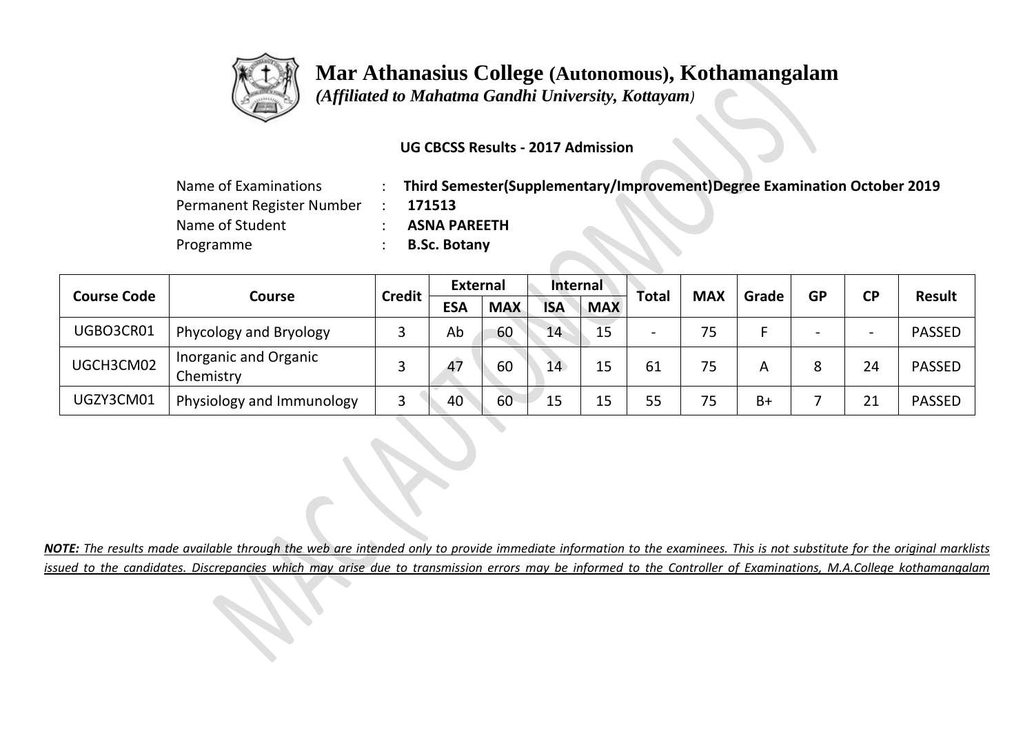# Mar Athanasius College (Autonomous), Kothamangalam

*(Affiliated to Mahatma Gandhi University, Kottayam)*

**UG CBCSS Results - 2017 Admission**

Name of Examinations : **Third Semester(Supplementary/Improvement)Degree Examination October 2019**
Permanent Register Number : **171513**
Name of Student : **ASNA PAREETH**
Programme : **B.Sc. Botany**

| Course Code | Course | Credit | External | | Internal | | Total | MAX | Grade | GP | CP | Result |
|---|---|---|---|---|---|---|---|---|---|---|---|---|
| | | | ESA | MAX | ISA | MAX | | | | | | |
| UGBO3CR01 | Phycology and Bryology | 3 | Ab | 60 | 14 | 15 | - | 75 | F | - | - | PASSED |
| UGCH3CM02 | Inorganic and Organic Chemistry | 3 | 47 | 60 | 14 | 15 | 61 | 75 | A | 8 | 24 | PASSED |
| UGZY3CM01 | Physiology and Immunology | 3 | 40 | 60 | 15 | 15 | 55 | 75 | B+ | 7 | 21 | PASSED |

***NOTE:** The results made available through the web are intended only to provide immediate information to the examinees. This is not substitute for the original marklists issued to the candidates. Discrepancies which may arise due to transmission errors may be informed to the Controller of Examinations, M.A.College kothamangalam*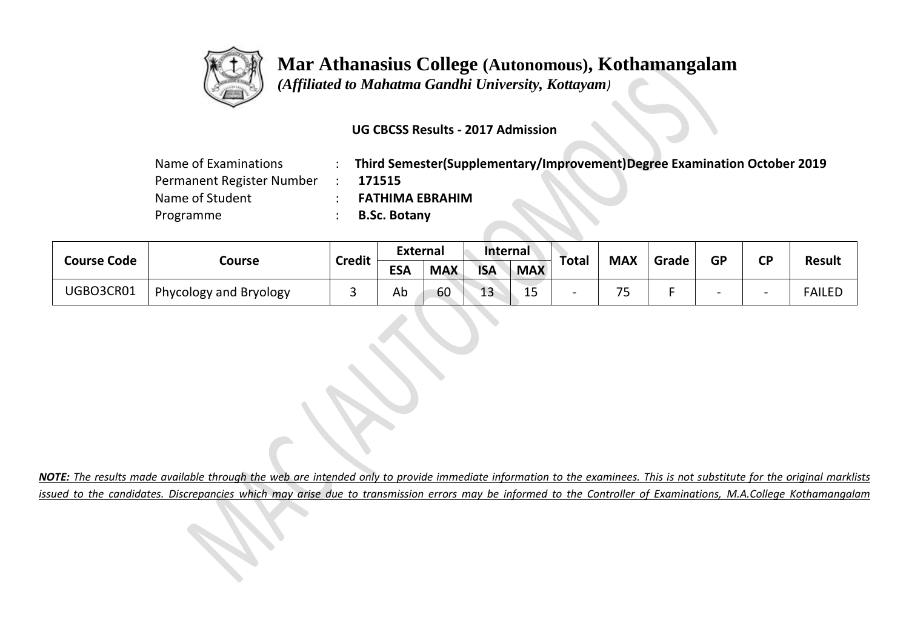# Mar Athanasius College (Autonomous), Kothamangalam

*(Affiliated to Mahatma Gandhi University, Kottayam)*

**UG CBCSS Results - 2017 Admission**

Name of Examinations : **Third Semester(Supplementary/Improvement)Degree Examination October 2019**
Permanent Register Number : **171515**
Name of Student : **FATHIMA EBRAHIM**
Programme : **B.Sc. Botany**

| Course Code | Course | Credit | External | | Internal | | Total | MAX | Grade | GP | CP | Result |
|---|---|---|---|---|---|---|---|---|---|---|---|---|
| | | | ESA | MAX | ISA | MAX | | | | | | |
| UGBO3CR01 | Phycology and Bryology | 3 | Ab | 60 | 13 | 15 | - | 75 | F | - | - | FAILED |

***NOTE:*** *The results made available through the web are intended only to provide immediate information to the examinees. This is not substitute for the original marklists issued to the candidates. Discrepancies which may arise due to transmission errors may be informed to the Controller of Examinations, M.A.College Kothamangalam*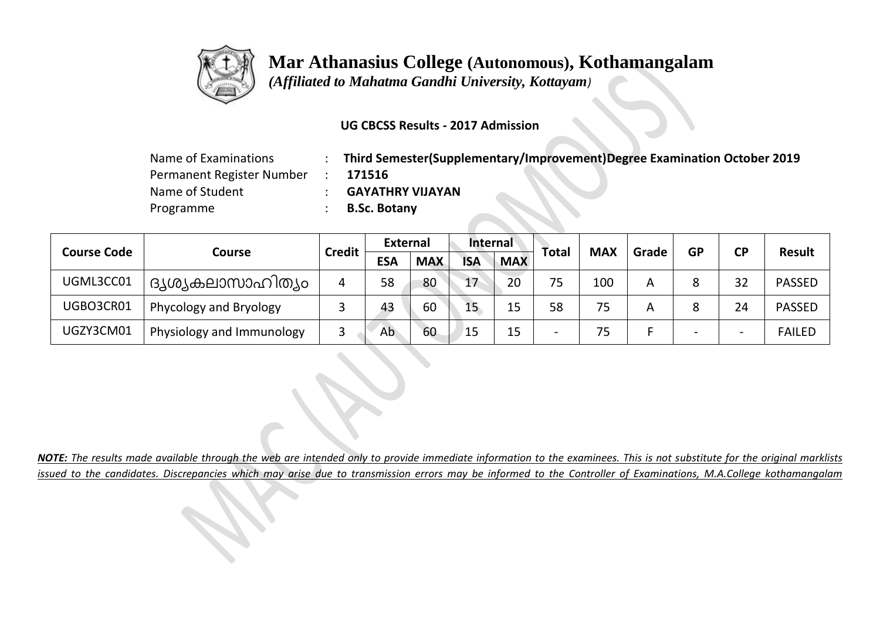# Mar Athanasius College (Autonomous), Kothamangalam

*(Affiliated to Mahatma Gandhi University, Kottayam)*

**UG CBCSS Results - 2017 Admission**

| | | |
|---|---|---|
| Name of Examinations | : | **Third Semester(Supplementary/Improvement)Degree Examination October 2019** |
| Permanent Register Number | : | **171516** |
| Name of Student | : | **GAYATHRY VIJAYAN** |
| Programme | : | **B.Sc. Botany** |

| Course Code | Course | Credit | External | | Internal | | Total | MAX | Grade | GP | CP | Result |
|---|---|---|---|---|---|---|---|---|---|---|---|---|
| | | | ESA | MAX | ISA | MAX | | | | | | |
| UGML3CC01 | ദൃശ്യകലാസാഹിത്യം | 4 | 58 | 80 | 17 | 20 | 75 | 100 | A | 8 | 32 | PASSED |
| UGBO3CR01 | Phycology and Bryology | 3 | 43 | 60 | 15 | 15 | 58 | 75 | A | 8 | 24 | PASSED |
| UGZY3CM01 | Physiology and Immunology | 3 | Ab | 60 | 15 | 15 | - | 75 | F | - | - | FAILED |

***NOTE:*** *The results made available through the web are intended only to provide immediate information to the examinees. This is not substitute for the original marklists issued to the candidates. Discrepancies which may arise due to transmission errors may be informed to the Controller of Examinations, M.A.College kothamangalam*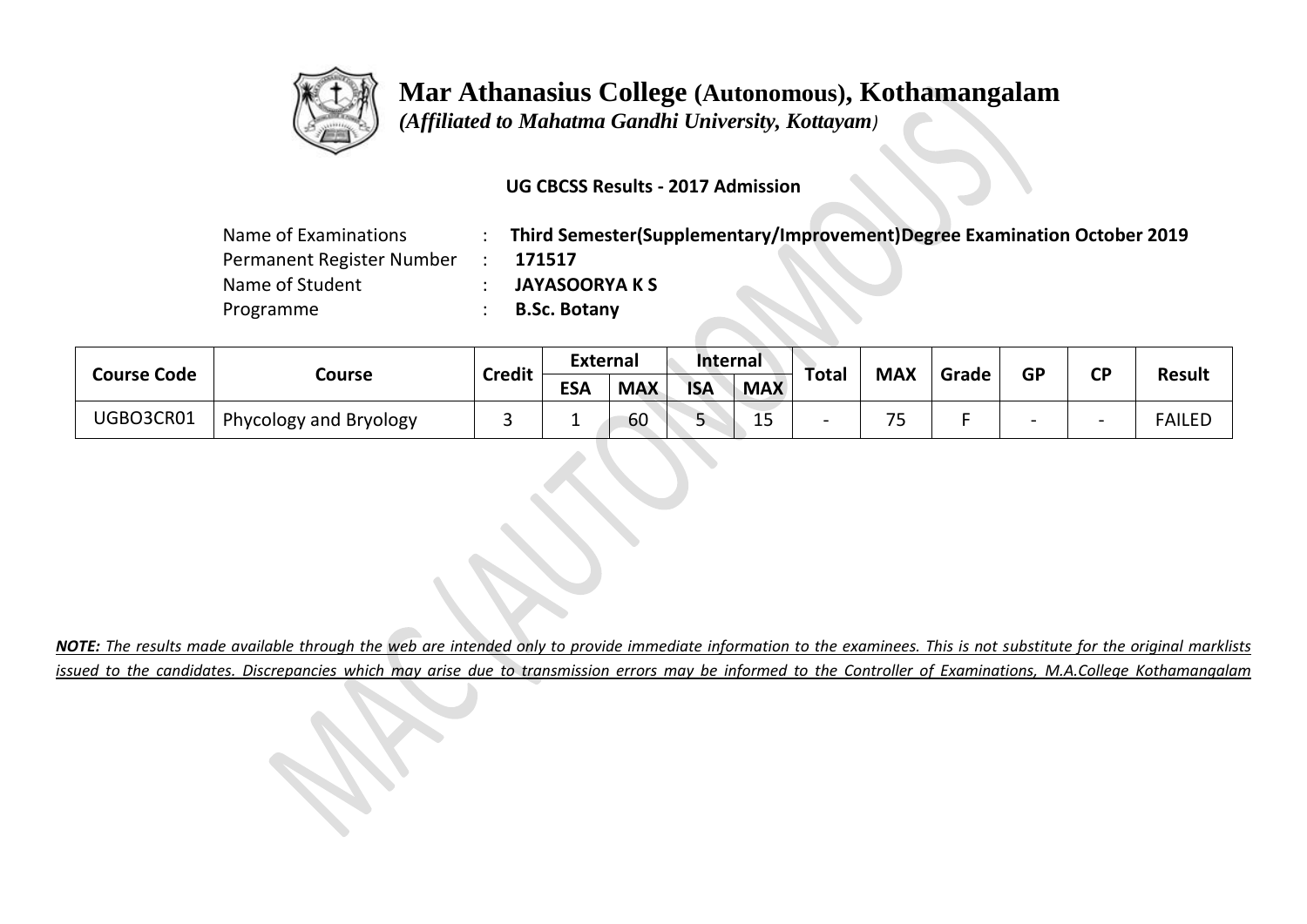# Mar Athanasius College (Autonomous), Kothamangalam

*(Affiliated to Mahatma Gandhi University, Kottayam)*

**UG CBCSS Results - 2017 Admission**

Name of Examinations : **Third Semester(Supplementary/Improvement)Degree Examination October 2019**
Permanent Register Number : **171517**
Name of Student : **JAYASOORYA K S**
Programme : **B.Sc. Botany**

| Course Code | Course | Credit | External | | Internal | | Total | MAX | Grade | GP | CP | Result |
|---|---|---|---|---|---|---|---|---|---|---|---|---|
| | | | ESA | MAX | ISA | MAX | | | | | | |
| UGBO3CR01 | Phycology and Bryology | 3 | 1 | 60 | 5 | 15 | - | 75 | F | - | - | FAILED |

***NOTE:** The results made available through the web are intended only to provide immediate information to the examinees. This is not substitute for the original marklists issued to the candidates. Discrepancies which may arise due to transmission errors may be informed to the Controller of Examinations, M.A.College Kothamangalam*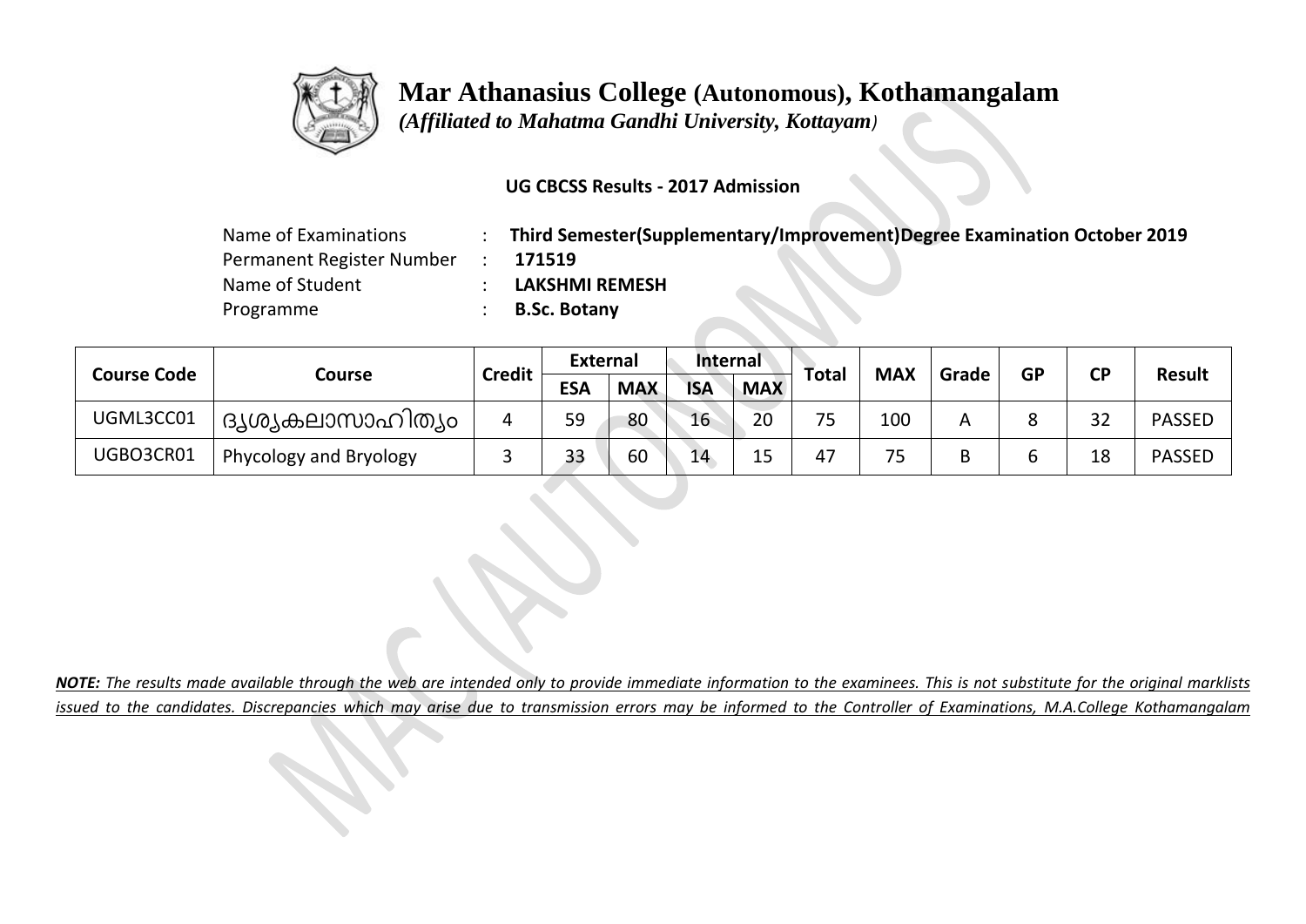# Mar Athanasius College (Autonomous), Kothamangalam

*(Affiliated to Mahatma Gandhi University, Kottayam)*

**UG CBCSS Results - 2017 Admission**

Name of Examinations : **Third Semester(Supplementary/Improvement)Degree Examination October 2019**
Permanent Register Number : **171519**
Name of Student : **LAKSHMI REMESH**
Programme : **B.Sc. Botany**

| Course Code | Course | Credit | External | | Internal | | Total | MAX | Grade | GP | CP | Result |
|---|---|---|---|---|---|---|---|---|---|---|---|---|
| | | | ESA | MAX | ISA | MAX | | | | | | |
| UGML3CC01 | ദൃശ്യകലാസാഹിത്യം | 4 | 59 | 80 | 16 | 20 | 75 | 100 | A | 8 | 32 | PASSED |
| UGBO3CR01 | Phycology and Bryology | 3 | 33 | 60 | 14 | 15 | 47 | 75 | B | 6 | 18 | PASSED |

***NOTE:** The results made available through the web are intended only to provide immediate information to the examinees. This is not substitute for the original marklists issued to the candidates. Discrepancies which may arise due to transmission errors may be informed to the Controller of Examinations, M.A.College Kothamangalam*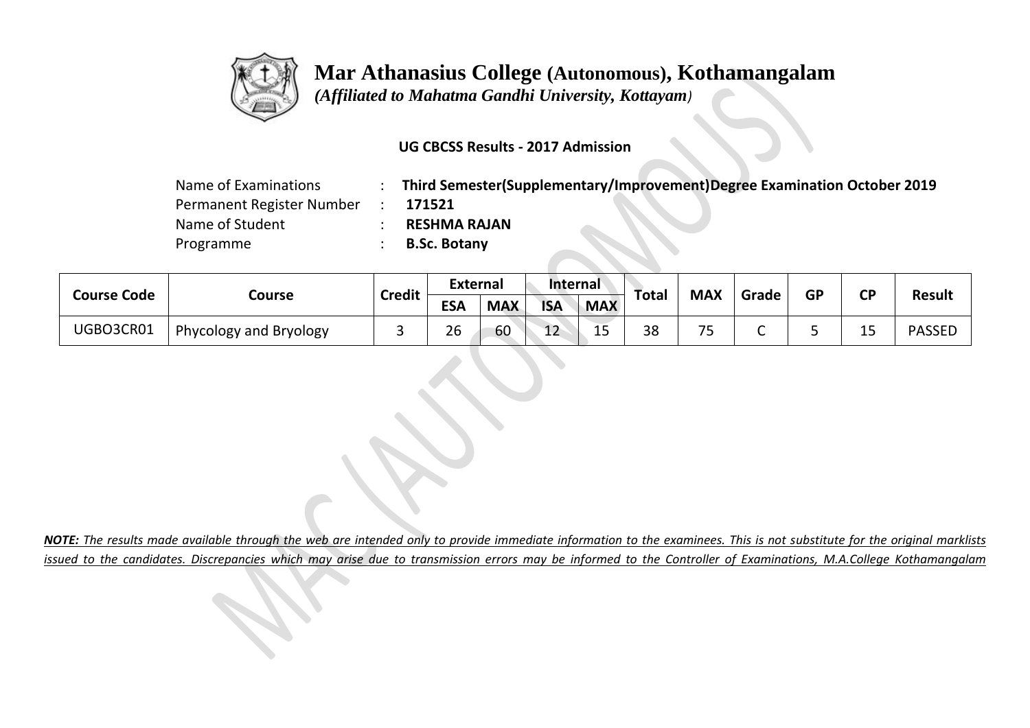# Mar Athanasius College (Autonomous), Kothamangalam

*(Affiliated to Mahatma Gandhi University, Kottayam)*

**UG CBCSS Results - 2017 Admission**

Name of Examinations : **Third Semester(Supplementary/Improvement)Degree Examination October 2019**
Permanent Register Number : **171521**
Name of Student : **RESHMA RAJAN**
Programme : **B.Sc. Botany**

| Course Code | Course | Credit | External | | Internal | | Total | MAX | Grade | GP | CP | Result |
|---|---|---|---|---|---|---|---|---|---|---|---|---|
| | | | ESA | MAX | ISA | MAX | | | | | | |
| UGBO3CR01 | Phycology and Bryology | 3 | 26 | 60 | 12 | 15 | 38 | 75 | C | 5 | 15 | PASSED |

***NOTE:*** *The results made available through the web are intended only to provide immediate information to the examinees. This is not substitute for the original marklists issued to the candidates. Discrepancies which may arise due to transmission errors may be informed to the Controller of Examinations, M.A.College Kothamangalam*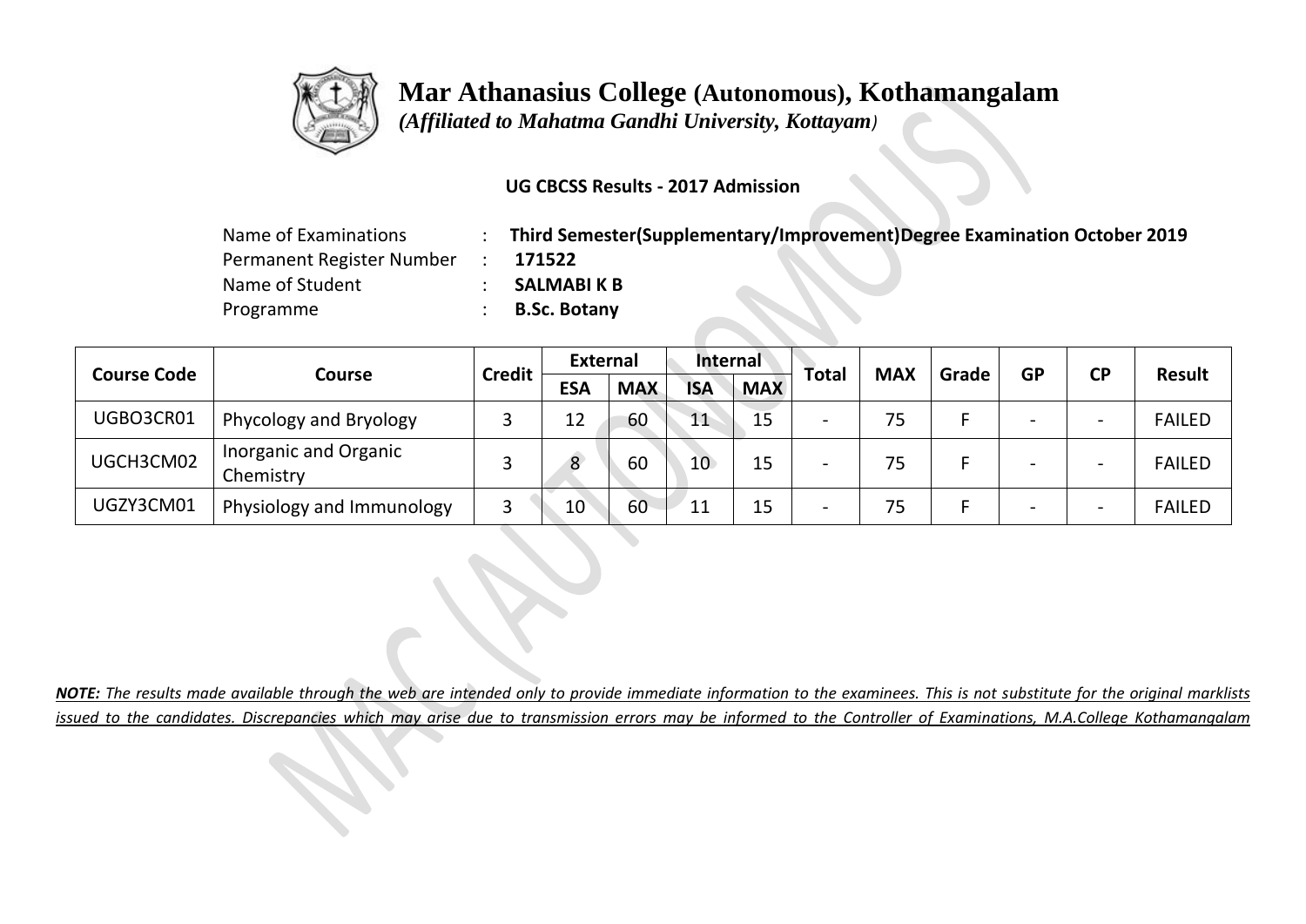# Mar Athanasius College (Autonomous), Kothamangalam

*(Affiliated to Mahatma Gandhi University, Kottayam)*

**UG CBCSS Results - 2017 Admission**

| | | |
|---|---|---|
| Name of Examinations | : | **Third Semester(Supplementary/Improvement)Degree Examination October 2019** |
| Permanent Register Number | : | **171522** |
| Name of Student | : | **SALMABI K B** |
| Programme | : | **B.Sc. Botany** |

| Course Code | Course | Credit | External | | Internal | | Total | MAX | Grade | GP | CP | Result |
|---|---|---|---|---|---|---|---|---|---|---|---|---|
| | | | ESA | MAX | ISA | MAX | | | | | | |
| UGBO3CR01 | Phycology and Bryology | 3 | 12 | 60 | 11 | 15 | - | 75 | F | - | - | FAILED |
| UGCH3CM02 | Inorganic and Organic Chemistry | 3 | 8 | 60 | 10 | 15 | - | 75 | F | - | - | FAILED |
| UGZY3CM01 | Physiology and Immunology | 3 | 10 | 60 | 11 | 15 | - | 75 | F | - | - | FAILED |

***NOTE:** The results made available through the web are intended only to provide immediate information to the examinees. This is not substitute for the original marklists issued to the candidates. Discrepancies which may arise due to transmission errors may be informed to the Controller of Examinations, M.A.College Kothamangalam*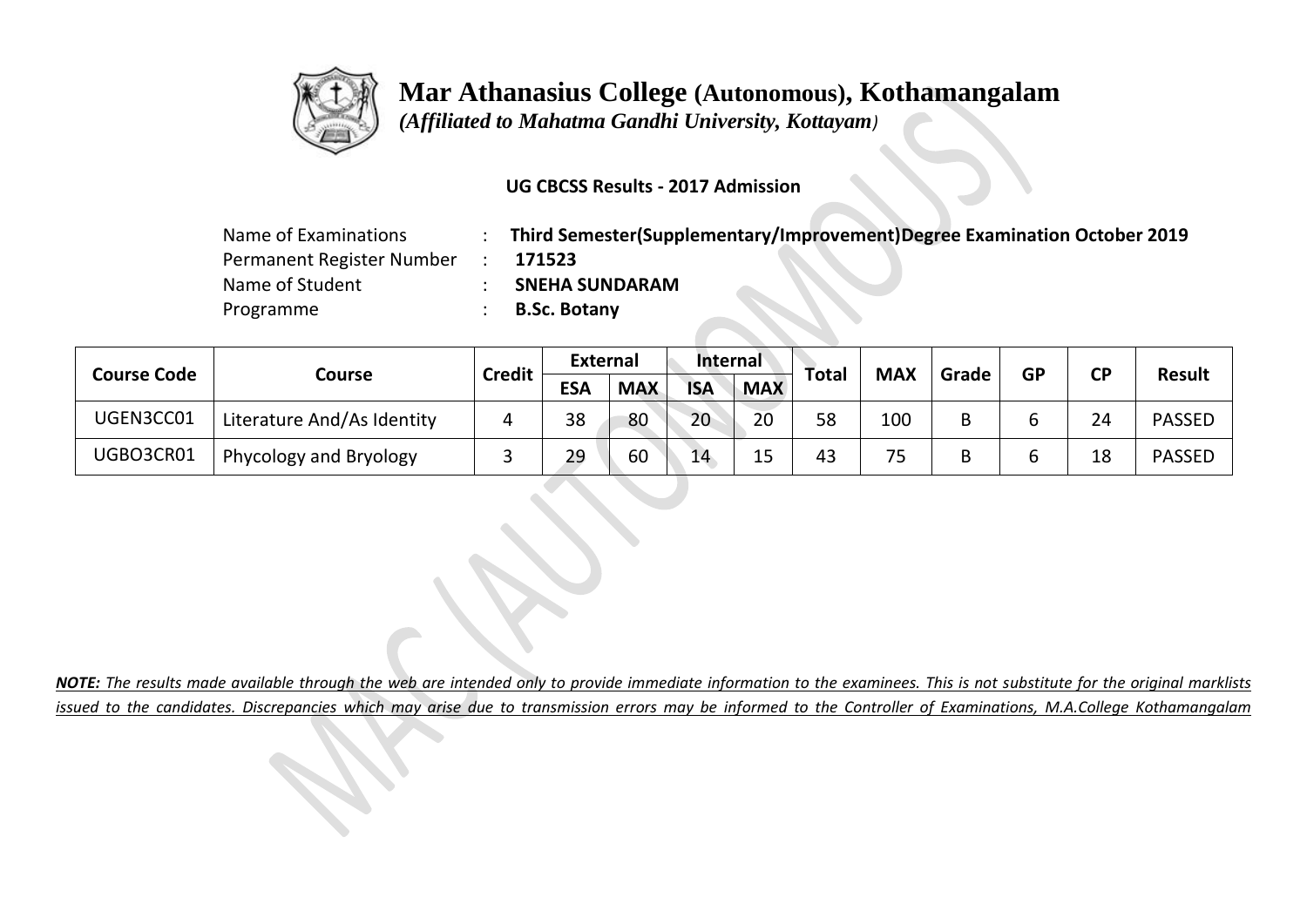# Mar Athanasius College (Autonomous), Kothamangalam

*(Affiliated to Mahatma Gandhi University, Kottayam)*

**UG CBCSS Results - 2017 Admission**

Name of Examinations : **Third Semester(Supplementary/Improvement)Degree Examination October 2019**
Permanent Register Number : **171523**
Name of Student : **SNEHA SUNDARAM**
Programme : **B.Sc. Botany**

| Course Code | Course | Credit | External | | Internal | | Total | MAX | Grade | GP | CP | Result |
|---|---|---|---|---|---|---|---|---|---|---|---|---|
| | | | ESA | MAX | ISA | MAX | | | | | | |
| UGEN3CC01 | Literature And/As Identity | 4 | 38 | 80 | 20 | 20 | 58 | 100 | B | 6 | 24 | PASSED |
| UGBO3CR01 | Phycology and Bryology | 3 | 29 | 60 | 14 | 15 | 43 | 75 | B | 6 | 18 | PASSED |

***NOTE:** The results made available through the web are intended only to provide immediate information to the examinees. This is not substitute for the original marklists issued to the candidates. Discrepancies which may arise due to transmission errors may be informed to the Controller of Examinations, M.A.College Kothamangalam*